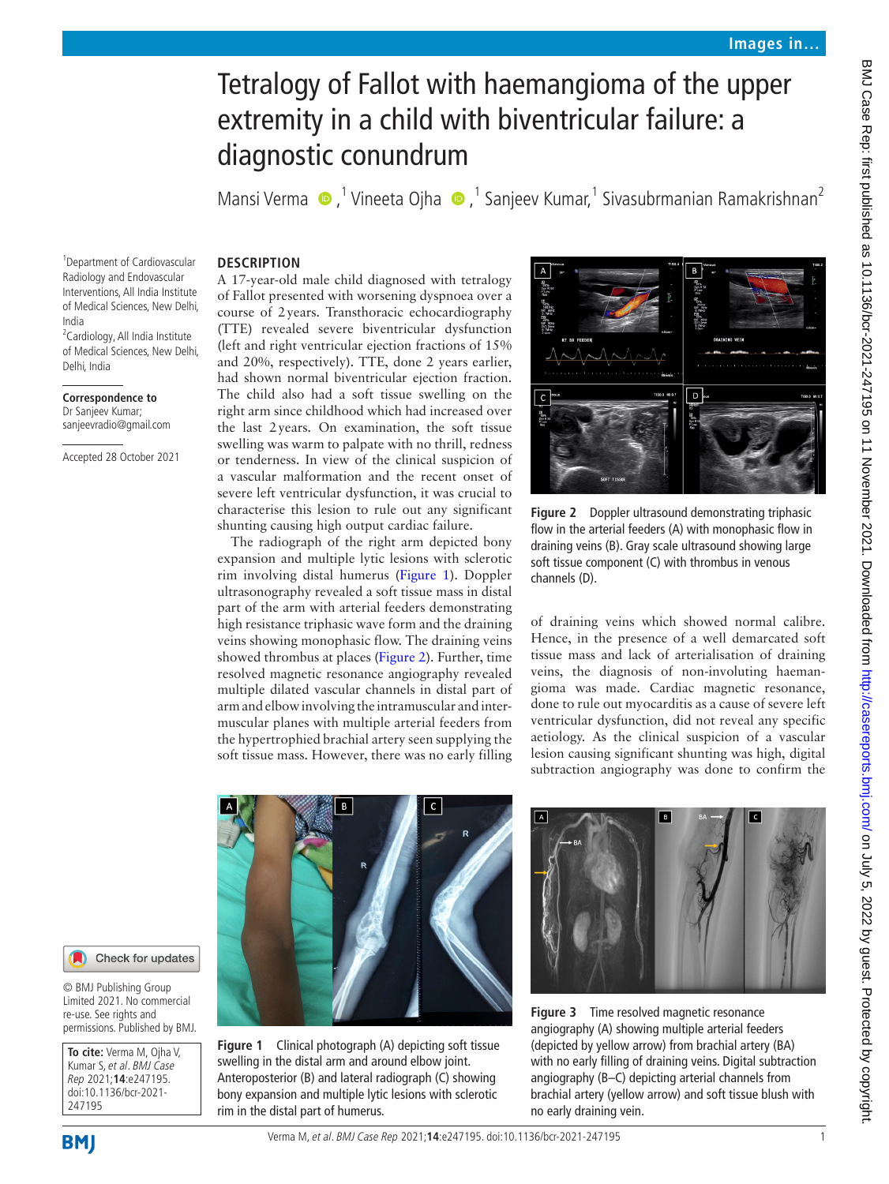# Tetralogy of Fallot with haemangioma of the upper extremity in a child with biventricular failure: a diagnostic conundrum

Mansi Verma,[1] Vineeta Ojha,[1] Sanjeev Kumar,[1] Sivasubrmanian Ramakrishnan[2]

[1]Department of Cardiovascular Radiology and Endovascular Interventions, All India Institute of Medical Sciences, New Delhi, India

[2]Cardiology, All India Institute of Medical Sciences, New Delhi, Delhi, India

**Correspondence to**
Dr Sanjeev Kumar;
sanjeevradio@gmail.com

Accepted 28 October 2021

© BMJ Publishing Group Limited 2021. No commercial re-use. See rights and permissions. Published by BMJ.

**To cite:** Verma M, Ojha V, Kumar S, *et al*. *BMJ Case Rep* 2021;**14**:e247195. doi:10.1136/bcr-2021-247195

## DESCRIPTION

A 17-year-old male child diagnosed with tetralogy of Fallot presented with worsening dyspnoea over a course of 2 years. Transthoracic echocardiography (TTE) revealed severe biventricular dysfunction (left and right ventricular ejection fractions of 15% and 20%, respectively). TTE, done 2 years earlier, had shown normal biventricular ejection fraction. The child also had a soft tissue swelling on the right arm since childhood which had increased over the last 2 years. On examination, the soft tissue swelling was warm to palpate with no thrill, redness or tenderness. In view of the clinical suspicion of a vascular malformation and the recent onset of severe left ventricular dysfunction, it was crucial to characterise this lesion to rule out any significant shunting causing high output cardiac failure.

The radiograph of the right arm depicted bony expansion and multiple lytic lesions with sclerotic rim involving distal humerus (Figure 1). Doppler ultrasonography revealed a soft tissue mass in distal part of the arm with arterial feeders demonstrating high resistance triphasic wave form and the draining veins showing monophasic flow. The draining veins showed thrombus at places (Figure 2). Further, time resolved magnetic resonance angiography revealed multiple dilated vascular channels in distal part of arm and elbow involving the intramuscular and intermuscular planes with multiple arterial feeders from the hypertrophied brachial artery seen supplying the soft tissue mass. However, there was no early filling of draining veins which showed normal calibre. Hence, in the presence of a well demarcated soft tissue mass and lack of arterialisation of draining veins, the diagnosis of non-involuting haemangioma was made. Cardiac magnetic resonance, done to rule out myocarditis as a cause of severe left ventricular dysfunction, did not reveal any specific aetiology. As the clinical suspicion of a vascular lesion causing significant shunting was high, digital subtraction angiography was done to confirm the

Figure 2 Doppler ultrasound demonstrating triphasic flow in the arterial feeders (A) with monophasic flow in draining veins (B). Gray scale ultrasound showing large soft tissue component (C) with thrombus in venous channels (D).

Figure 1 Clinical photograph (A) depicting soft tissue swelling in the distal arm and around elbow joint. Anteroposterior (B) and lateral radiograph (C) showing bony expansion and multiple lytic lesions with sclerotic rim in the distal part of humerus.

Figure 3 Time resolved magnetic resonance angiography (A) showing multiple arterial feeders (depicted by yellow arrow) from brachial artery (BA) with no early filling of draining veins. Digital subtraction angiography (B–C) depicting arterial channels from brachial artery (yellow arrow) and soft tissue blush with no early draining vein.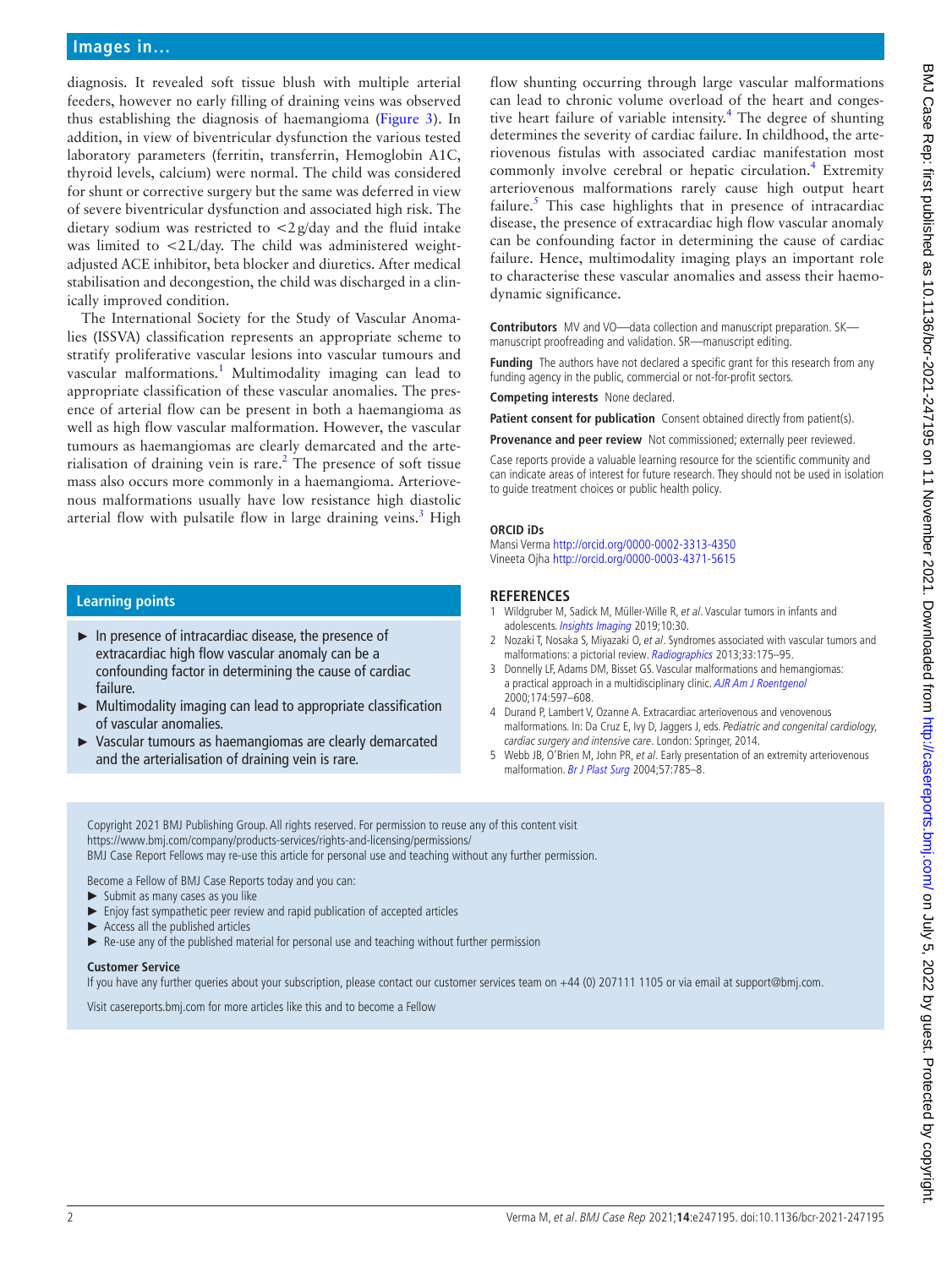diagnosis. It revealed soft tissue blush with multiple arterial feeders, however no early filling of draining veins was observed thus establishing the diagnosis of haemangioma (Figure 3). In addition, in view of biventricular dysfunction the various tested laboratory parameters (ferritin, transferrin, Hemoglobin A1C, thyroid levels, calcium) were normal. The child was considered for shunt or corrective surgery but the same was deferred in view of severe biventricular dysfunction and associated high risk. The dietary sodium was restricted to <2 g/day and the fluid intake was limited to <2 L/day. The child was administered weight-adjusted ACE inhibitor, beta blocker and diuretics. After medical stabilisation and decongestion, the child was discharged in a clinically improved condition.

The International Society for the Study of Vascular Anomalies (ISSVA) classification represents an appropriate scheme to stratify proliferative vascular lesions into vascular tumours and vascular malformations.[1] Multimodality imaging can lead to appropriate classification of these vascular anomalies. The presence of arterial flow can be present in both a haemangioma as well as high flow vascular malformation. However, the vascular tumours as haemangiomas are clearly demarcated and the arterialisation of draining vein is rare.[2] The presence of soft tissue mass also occurs more commonly in a haemangioma. Arteriovenous malformations usually have low resistance high diastolic arterial flow with pulsatile flow in large draining veins.[3] High flow shunting occurring through large vascular malformations can lead to chronic volume overload of the heart and congestive heart failure of variable intensity.[4] The degree of shunting determines the severity of cardiac failure. In childhood, the arteriovenous fistulas with associated cardiac manifestation most commonly involve cerebral or hepatic circulation.[4] Extremity arteriovenous malformations rarely cause high output heart failure.[5] This case highlights that in presence of intracardiac disease, the presence of extracardiac high flow vascular anomaly can be confounding factor in determining the cause of cardiac failure. Hence, multimodality imaging plays an important role to characterise these vascular anomalies and assess their haemodynamic significance.

## Learning points

- In presence of intracardiac disease, the presence of extracardiac high flow vascular anomaly can be a confounding factor in determining the cause of cardiac failure.
- Multimodality imaging can lead to appropriate classification of vascular anomalies.
- Vascular tumours as haemangiomas are clearly demarcated and the arterialisation of draining vein is rare.

**Contributors** MV and VO—data collection and manuscript preparation. SK—manuscript proofreading and validation. SR—manuscript editing.

**Funding** The authors have not declared a specific grant for this research from any funding agency in the public, commercial or not-for-profit sectors.

**Competing interests** None declared.

**Patient consent for publication** Consent obtained directly from patient(s).

**Provenance and peer review** Not commissioned; externally peer reviewed.

Case reports provide a valuable learning resource for the scientific community and can indicate areas of interest for future research. They should not be used in isolation to guide treatment choices or public health policy.

**ORCID iDs**

Mansi Verma http://orcid.org/0000-0002-3313-4350
Vineeta Ojha http://orcid.org/0000-0003-4371-5615

## REFERENCES

1. Wildgruber M, Sadick M, Müller-Wille R, *et al*. Vascular tumors in infants and adolescents. *Insights Imaging* 2019;10:30.
2. Nozaki T, Nosaka S, Miyazaki O, *et al*. Syndromes associated with vascular tumors and malformations: a pictorial review. *Radiographics* 2013;33:175–95.
3. Donnelly LF, Adams DM, Bisset GS. Vascular malformations and hemangiomas: a practical approach in a multidisciplinary clinic. *AJR Am J Roentgenol* 2000;174:597–608.
4. Durand P, Lambert V, Ozanne A. Extracardiac arteriovenous and venovenous malformations. In: Da Cruz E, Ivy D, Jaggers J, eds. *Pediatric and congenital cardiology, cardiac surgery and intensive care*. London: Springer, 2014.
5. Webb JB, O'Brien M, John PR, *et al*. Early presentation of an extremity arteriovenous malformation. *Br J Plast Surg* 2004;57:785–8.

Copyright 2021 BMJ Publishing Group. All rights reserved. For permission to reuse any of this content visit
https://www.bmj.com/company/products-services/rights-and-licensing/permissions/
BMJ Case Report Fellows may re-use this article for personal use and teaching without any further permission.

Become a Fellow of BMJ Case Reports today and you can:
- Submit as many cases as you like
- Enjoy fast sympathetic peer review and rapid publication of accepted articles
- Access all the published articles
- Re-use any of the published material for personal use and teaching without further permission

**Customer Service**

If you have any further queries about your subscription, please contact our customer services team on +44 (0) 207111 1105 or via email at support@bmj.com.

Visit casereports.bmj.com for more articles like this and to become a Fellow